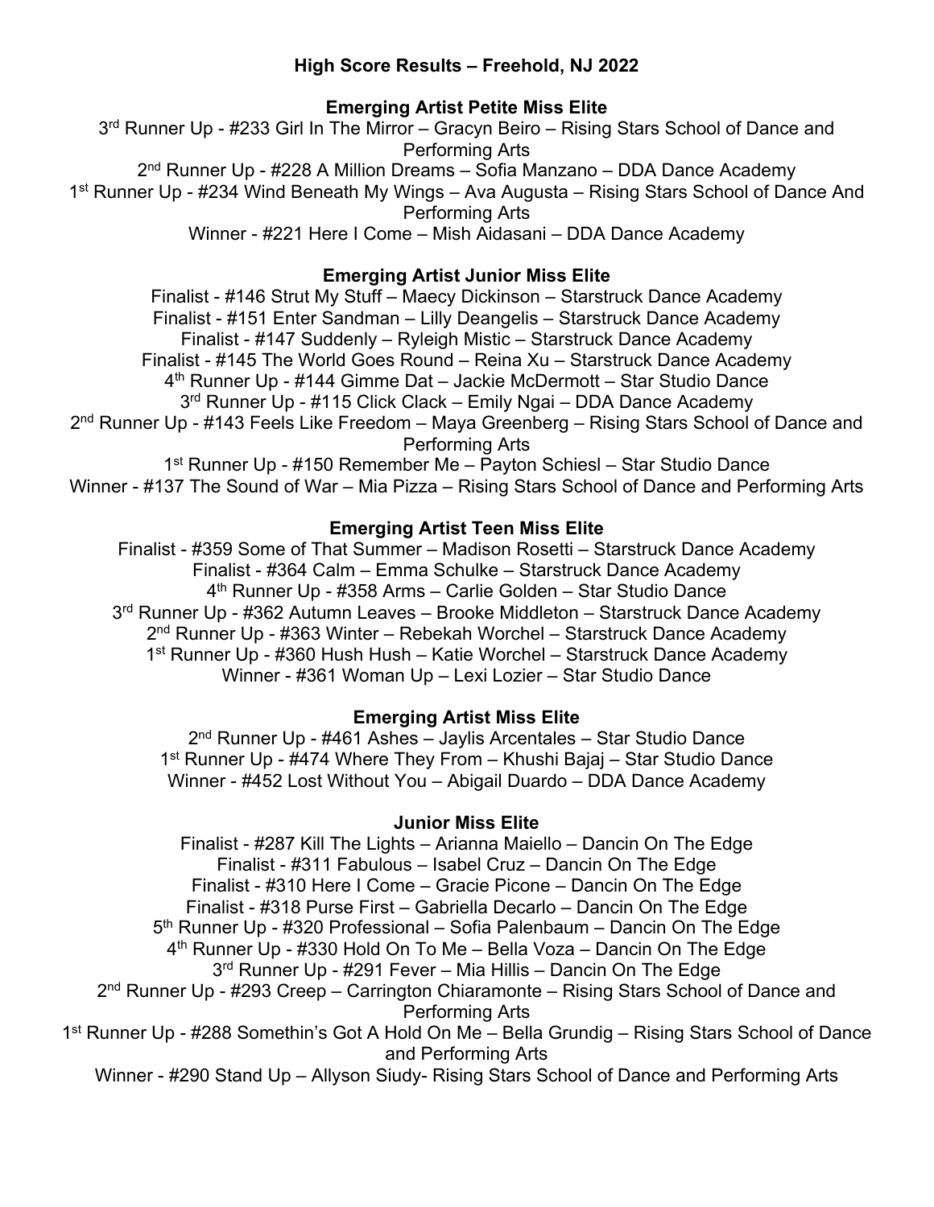# High Score Results – Freehold, NJ 2022

## Emerging Artist Petite Miss Elite

3rd Runner Up - #233 Girl In The Mirror – Gracyn Beiro – Rising Stars School of Dance and Performing Arts

2nd Runner Up - #228 A Million Dreams – Sofia Manzano – DDA Dance Academy

1st Runner Up - #234 Wind Beneath My Wings – Ava Augusta – Rising Stars School of Dance And Performing Arts

Winner - #221 Here I Come – Mish Aidasani – DDA Dance Academy

## Emerging Artist Junior Miss Elite

Finalist - #146 Strut My Stuff – Maecy Dickinson – Starstruck Dance Academy

Finalist - #151 Enter Sandman – Lilly Deangelis – Starstruck Dance Academy

Finalist - #147 Suddenly – Ryleigh Mistic – Starstruck Dance Academy

Finalist - #145 The World Goes Round – Reina Xu – Starstruck Dance Academy

4th Runner Up - #144 Gimme Dat – Jackie McDermott – Star Studio Dance

3rd Runner Up - #115 Click Clack – Emily Ngai – DDA Dance Academy

2nd Runner Up - #143 Feels Like Freedom – Maya Greenberg – Rising Stars School of Dance and Performing Arts

1st Runner Up - #150 Remember Me – Payton Schiesl – Star Studio Dance

Winner - #137 The Sound of War – Mia Pizza – Rising Stars School of Dance and Performing Arts

## Emerging Artist Teen Miss Elite

Finalist - #359 Some of That Summer – Madison Rosetti – Starstruck Dance Academy

Finalist - #364 Calm – Emma Schulke – Starstruck Dance Academy

4th Runner Up - #358 Arms – Carlie Golden – Star Studio Dance

3rd Runner Up - #362 Autumn Leaves – Brooke Middleton – Starstruck Dance Academy

2nd Runner Up - #363 Winter – Rebekah Worchel – Starstruck Dance Academy

1st Runner Up - #360 Hush Hush – Katie Worchel – Starstruck Dance Academy

Winner - #361 Woman Up – Lexi Lozier – Star Studio Dance

## Emerging Artist Miss Elite

2nd Runner Up - #461 Ashes – Jaylis Arcentales – Star Studio Dance

1st Runner Up - #474 Where They From – Khushi Bajaj – Star Studio Dance

Winner - #452 Lost Without You – Abigail Duardo – DDA Dance Academy

## Junior Miss Elite

Finalist - #287 Kill The Lights – Arianna Maiello – Dancin On The Edge

Finalist - #311 Fabulous – Isabel Cruz – Dancin On The Edge

Finalist - #310 Here I Come – Gracie Picone – Dancin On The Edge

Finalist - #318 Purse First – Gabriella Decarlo – Dancin On The Edge

5th Runner Up - #320 Professional – Sofia Palenbaum – Dancin On The Edge

4th Runner Up - #330 Hold On To Me – Bella Voza – Dancin On The Edge

3rd Runner Up - #291 Fever – Mia Hillis – Dancin On The Edge

2nd Runner Up - #293 Creep – Carrington Chiaramonte – Rising Stars School of Dance and Performing Arts

1st Runner Up - #288 Somethin's Got A Hold On Me – Bella Grundig – Rising Stars School of Dance and Performing Arts

Winner - #290 Stand Up – Allyson Siudy- Rising Stars School of Dance and Performing Arts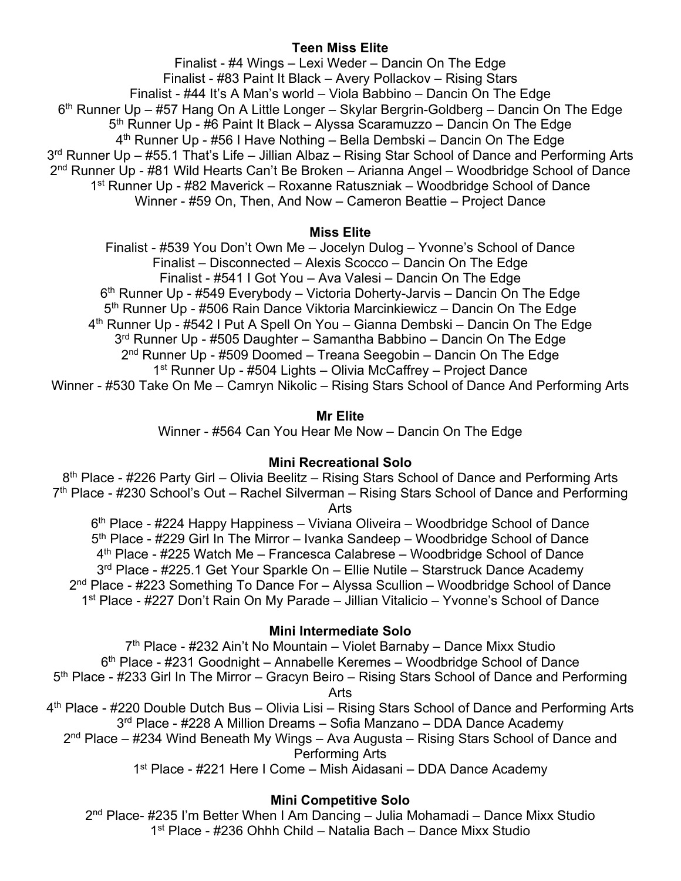**Teen Miss Elite**

Finalist - #4 Wings – Lexi Weder – Dancin On The Edge
Finalist - #83 Paint It Black – Avery Pollackov – Rising Stars
Finalist - #44 It's A Man's world – Viola Babbino – Dancin On The Edge
6th Runner Up – #57 Hang On A Little Longer – Skylar Bergrin-Goldberg – Dancin On The Edge
5th Runner Up - #6 Paint It Black – Alyssa Scaramuzzo – Dancin On The Edge
4th Runner Up - #56 I Have Nothing – Bella Dembski – Dancin On The Edge
3rd Runner Up – #55.1 That's Life – Jillian Albaz – Rising Star School of Dance and Performing Arts
2nd Runner Up - #81 Wild Hearts Can't Be Broken – Arianna Angel – Woodbridge School of Dance
1st Runner Up - #82 Maverick – Roxanne Ratuszniak – Woodbridge School of Dance
Winner - #59 On, Then, And Now – Cameron Beattie – Project Dance

**Miss Elite**

Finalist - #539 You Don't Own Me – Jocelyn Dulog – Yvonne's School of Dance
Finalist – Disconnected – Alexis Scocco – Dancin On The Edge
Finalist - #541 I Got You – Ava Valesi – Dancin On The Edge
6th Runner Up - #549 Everybody – Victoria Doherty-Jarvis – Dancin On The Edge
5th Runner Up - #506 Rain Dance Viktoria Marcinkiewicz – Dancin On The Edge
4th Runner Up - #542 I Put A Spell On You – Gianna Dembski – Dancin On The Edge
3rd Runner Up - #505 Daughter – Samantha Babbino – Dancin On The Edge
2nd Runner Up - #509 Doomed – Treana Seegobin – Dancin On The Edge
1st Runner Up - #504 Lights – Olivia McCaffrey – Project Dance
Winner - #530 Take On Me – Camryn Nikolic – Rising Stars School of Dance And Performing Arts

**Mr Elite**

Winner - #564 Can You Hear Me Now – Dancin On The Edge

**Mini Recreational Solo**

8th Place - #226 Party Girl – Olivia Beelitz – Rising Stars School of Dance and Performing Arts
7th Place - #230 School's Out – Rachel Silverman – Rising Stars School of Dance and Performing Arts
6th Place - #224 Happy Happiness – Viviana Oliveira – Woodbridge School of Dance
5th Place - #229 Girl In The Mirror – Ivanka Sandeep – Woodbridge School of Dance
4th Place - #225 Watch Me – Francesca Calabrese – Woodbridge School of Dance
3rd Place - #225.1 Get Your Sparkle On – Ellie Nutile – Starstruck Dance Academy
2nd Place - #223 Something To Dance For – Alyssa Scullion – Woodbridge School of Dance
1st Place - #227 Don't Rain On My Parade – Jillian Vitalicio – Yvonne's School of Dance

**Mini Intermediate Solo**

7th Place - #232 Ain't No Mountain – Violet Barnaby – Dance Mixx Studio
6th Place - #231 Goodnight – Annabelle Keremes – Woodbridge School of Dance
5th Place - #233 Girl In The Mirror – Gracyn Beiro – Rising Stars School of Dance and Performing Arts
4th Place - #220 Double Dutch Bus – Olivia Lisi – Rising Stars School of Dance and Performing Arts
3rd Place - #228 A Million Dreams – Sofia Manzano – DDA Dance Academy
2nd Place – #234 Wind Beneath My Wings – Ava Augusta – Rising Stars School of Dance and Performing Arts
1st Place - #221 Here I Come – Mish Aidasani – DDA Dance Academy

**Mini Competitive Solo**

2nd Place- #235 I'm Better When I Am Dancing – Julia Mohamadi – Dance Mixx Studio
1st Place - #236 Ohhh Child – Natalia Bach – Dance Mixx Studio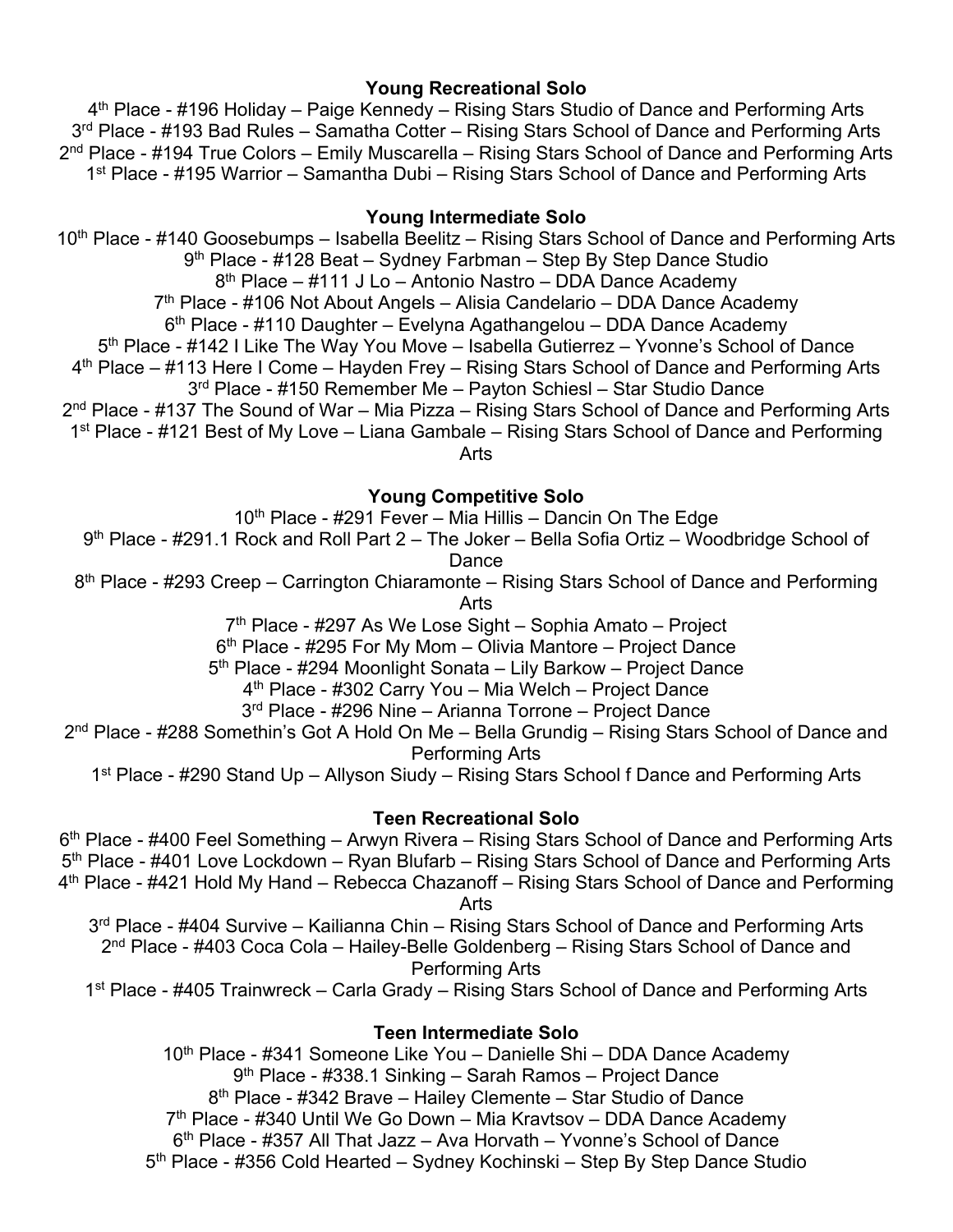**Young Recreational Solo**

4th Place - #196 Holiday – Paige Kennedy – Rising Stars Studio of Dance and Performing Arts
3rd Place - #193 Bad Rules – Samatha Cotter – Rising Stars School of Dance and Performing Arts
2nd Place - #194 True Colors – Emily Muscarella – Rising Stars School of Dance and Performing Arts
1st Place - #195 Warrior – Samantha Dubi – Rising Stars School of Dance and Performing Arts

**Young Intermediate Solo**

10th Place - #140 Goosebumps – Isabella Beelitz – Rising Stars School of Dance and Performing Arts
9th Place - #128 Beat – Sydney Farbman – Step By Step Dance Studio
8th Place – #111 J Lo – Antonio Nastro – DDA Dance Academy
7th Place - #106 Not About Angels – Alisia Candelario – DDA Dance Academy
6th Place - #110 Daughter – Evelyna Agathangelou – DDA Dance Academy
5th Place - #142 I Like The Way You Move – Isabella Gutierrez – Yvonne's School of Dance
4th Place – #113 Here I Come – Hayden Frey – Rising Stars School of Dance and Performing Arts
3rd Place - #150 Remember Me – Payton Schiesl – Star Studio Dance
2nd Place - #137 The Sound of War – Mia Pizza – Rising Stars School of Dance and Performing Arts
1st Place - #121 Best of My Love – Liana Gambale – Rising Stars School of Dance and Performing Arts

**Young Competitive Solo**

10th Place - #291 Fever – Mia Hillis – Dancin On The Edge
9th Place - #291.1 Rock and Roll Part 2 – The Joker – Bella Sofia Ortiz – Woodbridge School of Dance
8th Place - #293 Creep – Carrington Chiaramonte – Rising Stars School of Dance and Performing Arts
7th Place - #297 As We Lose Sight – Sophia Amato – Project
6th Place - #295 For My Mom – Olivia Mantore – Project Dance
5th Place - #294 Moonlight Sonata – Lily Barkow – Project Dance
4th Place - #302 Carry You – Mia Welch – Project Dance
3rd Place - #296 Nine – Arianna Torrone – Project Dance
2nd Place - #288 Somethin's Got A Hold On Me – Bella Grundig – Rising Stars School of Dance and Performing Arts
1st Place - #290 Stand Up – Allyson Siudy – Rising Stars School f Dance and Performing Arts

**Teen Recreational Solo**

6th Place - #400 Feel Something – Arwyn Rivera – Rising Stars School of Dance and Performing Arts
5th Place - #401 Love Lockdown – Ryan Blufarb – Rising Stars School of Dance and Performing Arts
4th Place - #421 Hold My Hand – Rebecca Chazanoff – Rising Stars School of Dance and Performing Arts
3rd Place - #404 Survive – Kailianna Chin – Rising Stars School of Dance and Performing Arts
2nd Place - #403 Coca Cola – Hailey-Belle Goldenberg – Rising Stars School of Dance and Performing Arts
1st Place - #405 Trainwreck – Carla Grady – Rising Stars School of Dance and Performing Arts

**Teen Intermediate Solo**

10th Place - #341 Someone Like You – Danielle Shi – DDA Dance Academy
9th Place - #338.1 Sinking – Sarah Ramos – Project Dance
8th Place - #342 Brave – Hailey Clemente – Star Studio of Dance
7th Place - #340 Until We Go Down – Mia Kravtsov – DDA Dance Academy
6th Place - #357 All That Jazz – Ava Horvath – Yvonne's School of Dance
5th Place - #356 Cold Hearted – Sydney Kochinski – Step By Step Dance Studio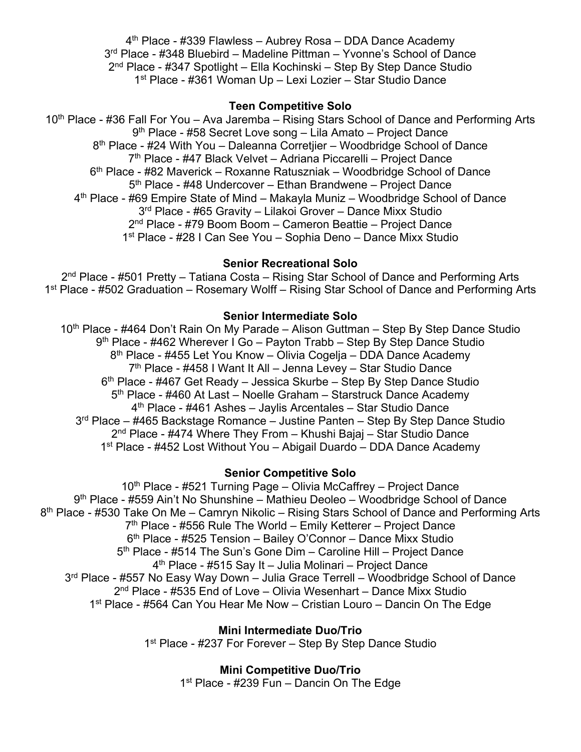4th Place - #339 Flawless – Aubrey Rosa – DDA Dance Academy
3rd Place - #348 Bluebird – Madeline Pittman – Yvonne's School of Dance
2nd Place - #347 Spotlight – Ella Kochinski – Step By Step Dance Studio
1st Place - #361 Woman Up – Lexi Lozier – Star Studio Dance

**Teen Competitive Solo**

10th Place - #36 Fall For You – Ava Jaremba – Rising Stars School of Dance and Performing Arts
9th Place - #58 Secret Love song – Lila Amato – Project Dance
8th Place - #24 With You – Daleanna Corretjier – Woodbridge School of Dance
7th Place - #47 Black Velvet – Adriana Piccarelli – Project Dance
6th Place - #82 Maverick – Roxanne Ratuszniak – Woodbridge School of Dance
5th Place - #48 Undercover – Ethan Brandwene – Project Dance
4th Place - #69 Empire State of Mind – Makayla Muniz – Woodbridge School of Dance
3rd Place - #65 Gravity – Lilakoi Grover – Dance Mixx Studio
2nd Place - #79 Boom Boom – Cameron Beattie – Project Dance
1st Place - #28 I Can See You – Sophia Deno – Dance Mixx Studio

**Senior Recreational Solo**

2nd Place - #501 Pretty – Tatiana Costa – Rising Star School of Dance and Performing Arts
1st Place - #502 Graduation – Rosemary Wolff – Rising Star School of Dance and Performing Arts

**Senior Intermediate Solo**

10th Place - #464 Don't Rain On My Parade – Alison Guttman – Step By Step Dance Studio
9th Place - #462 Wherever I Go – Payton Trabb – Step By Step Dance Studio
8th Place - #455 Let You Know – Olivia Cogelja – DDA Dance Academy
7th Place - #458 I Want It All – Jenna Levey – Star Studio Dance
6th Place - #467 Get Ready – Jessica Skurbe – Step By Step Dance Studio
5th Place - #460 At Last – Noelle Graham – Starstruck Dance Academy
4th Place - #461 Ashes – Jaylis Arcentales – Star Studio Dance
3rd Place – #465 Backstage Romance – Justine Panten – Step By Step Dance Studio
2nd Place - #474 Where They From – Khushi Bajaj – Star Studio Dance
1st Place - #452 Lost Without You – Abigail Duardo – DDA Dance Academy

**Senior Competitive Solo**

10th Place - #521 Turning Page – Olivia McCaffrey – Project Dance
9th Place - #559 Ain't No Shunshine – Mathieu Deoleo – Woodbridge School of Dance
8th Place - #530 Take On Me – Camryn Nikolic – Rising Stars School of Dance and Performing Arts
7th Place - #556 Rule The World – Emily Ketterer – Project Dance
6th Place - #525 Tension – Bailey O'Connor – Dance Mixx Studio
5th Place - #514 The Sun's Gone Dim – Caroline Hill – Project Dance
4th Place - #515 Say It – Julia Molinari – Project Dance
3rd Place - #557 No Easy Way Down – Julia Grace Terrell – Woodbridge School of Dance
2nd Place - #535 End of Love – Olivia Wesenhart – Dance Mixx Studio
1st Place - #564 Can You Hear Me Now – Cristian Louro – Dancin On The Edge

**Mini Intermediate Duo/Trio**

1st Place - #237 For Forever – Step By Step Dance Studio

**Mini Competitive Duo/Trio**

1st Place - #239 Fun – Dancin On The Edge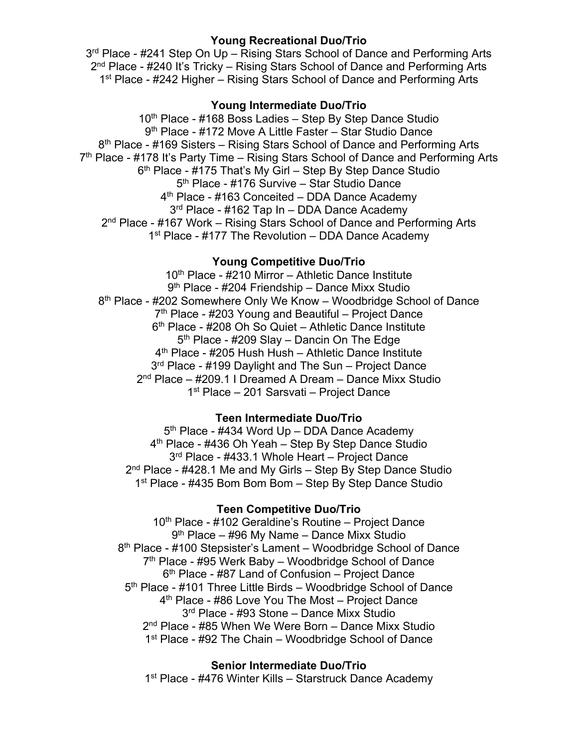**Young Recreational Duo/Trio**

3rd Place - #241 Step On Up – Rising Stars School of Dance and Performing Arts
2nd Place - #240 It's Tricky – Rising Stars School of Dance and Performing Arts
1st Place - #242 Higher – Rising Stars School of Dance and Performing Arts

**Young Intermediate Duo/Trio**

10th Place - #168 Boss Ladies – Step By Step Dance Studio
9th Place - #172 Move A Little Faster – Star Studio Dance
8th Place - #169 Sisters – Rising Stars School of Dance and Performing Arts
7th Place - #178 It's Party Time – Rising Stars School of Dance and Performing Arts
6th Place - #175 That's My Girl – Step By Step Dance Studio
5th Place - #176 Survive – Star Studio Dance
4th Place - #163 Conceited – DDA Dance Academy
3rd Place - #162 Tap In – DDA Dance Academy
2nd Place - #167 Work – Rising Stars School of Dance and Performing Arts
1st Place - #177 The Revolution – DDA Dance Academy

**Young Competitive Duo/Trio**

10th Place - #210 Mirror – Athletic Dance Institute
9th Place - #204 Friendship – Dance Mixx Studio
8th Place - #202 Somewhere Only We Know – Woodbridge School of Dance
7th Place - #203 Young and Beautiful – Project Dance
6th Place - #208 Oh So Quiet – Athletic Dance Institute
5th Place - #209 Slay – Dancin On The Edge
4th Place - #205 Hush Hush – Athletic Dance Institute
3rd Place - #199 Daylight and The Sun – Project Dance
2nd Place – #209.1 I Dreamed A Dream – Dance Mixx Studio
1st Place – 201 Sarsvati – Project Dance

**Teen Intermediate Duo/Trio**

5th Place - #434 Word Up – DDA Dance Academy
4th Place - #436 Oh Yeah – Step By Step Dance Studio
3rd Place - #433.1 Whole Heart – Project Dance
2nd Place - #428.1 Me and My Girls – Step By Step Dance Studio
1st Place - #435 Bom Bom Bom – Step By Step Dance Studio

**Teen Competitive Duo/Trio**

10th Place - #102 Geraldine's Routine – Project Dance
9th Place – #96 My Name – Dance Mixx Studio
8th Place - #100 Stepsister's Lament – Woodbridge School of Dance
7th Place - #95 Werk Baby – Woodbridge School of Dance
6th Place - #87 Land of Confusion – Project Dance
5th Place - #101 Three Little Birds – Woodbridge School of Dance
4th Place - #86 Love You The Most – Project Dance
3rd Place - #93 Stone – Dance Mixx Studio
2nd Place - #85 When We Were Born – Dance Mixx Studio
1st Place - #92 The Chain – Woodbridge School of Dance

**Senior Intermediate Duo/Trio**

1st Place - #476 Winter Kills – Starstruck Dance Academy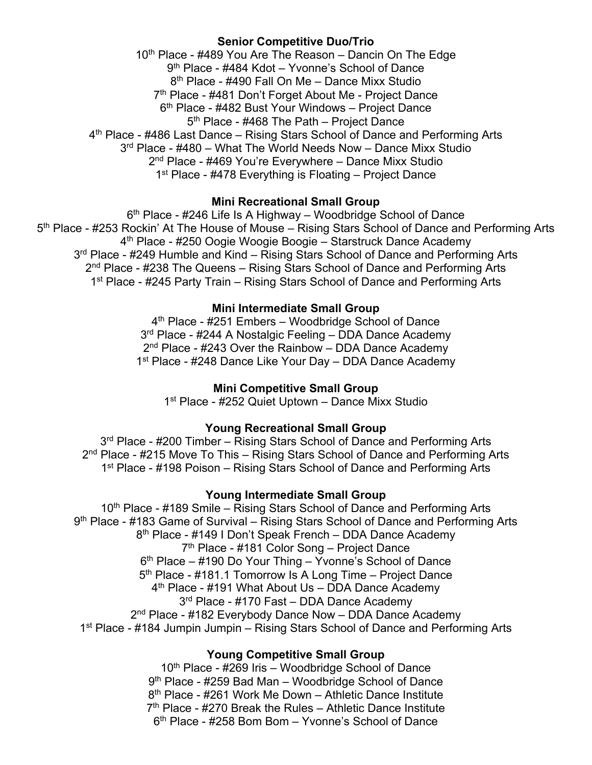**Senior Competitive Duo/Trio**

10th Place - #489 You Are The Reason – Dancin On The Edge
9th Place - #484 Kdot – Yvonne's School of Dance
8th Place - #490 Fall On Me – Dance Mixx Studio
7th Place - #481 Don't Forget About Me - Project Dance
6th Place - #482 Bust Your Windows – Project Dance
5th Place - #468 The Path – Project Dance
4th Place - #486 Last Dance – Rising Stars School of Dance and Performing Arts
3rd Place - #480 – What The World Needs Now – Dance Mixx Studio
2nd Place - #469 You're Everywhere – Dance Mixx Studio
1st Place - #478 Everything is Floating – Project Dance

**Mini Recreational Small Group**

6th Place - #246 Life Is A Highway – Woodbridge School of Dance
5th Place - #253 Rockin' At The House of Mouse – Rising Stars School of Dance and Performing Arts
4th Place - #250 Oogie Woogie Boogie – Starstruck Dance Academy
3rd Place - #249 Humble and Kind – Rising Stars School of Dance and Performing Arts
2nd Place - #238 The Queens – Rising Stars School of Dance and Performing Arts
1st Place - #245 Party Train – Rising Stars School of Dance and Performing Arts

**Mini Intermediate Small Group**

4th Place - #251 Embers – Woodbridge School of Dance
3rd Place - #244 A Nostalgic Feeling – DDA Dance Academy
2nd Place - #243 Over the Rainbow – DDA Dance Academy
1st Place - #248 Dance Like Your Day – DDA Dance Academy

**Mini Competitive Small Group**

1st Place - #252 Quiet Uptown – Dance Mixx Studio

**Young Recreational Small Group**

3rd Place - #200 Timber – Rising Stars School of Dance and Performing Arts
2nd Place - #215 Move To This – Rising Stars School of Dance and Performing Arts
1st Place - #198 Poison – Rising Stars School of Dance and Performing Arts

**Young Intermediate Small Group**

10th Place - #189 Smile – Rising Stars School of Dance and Performing Arts
9th Place - #183 Game of Survival – Rising Stars School of Dance and Performing Arts
8th Place - #149 I Don't Speak French – DDA Dance Academy
7th Place - #181 Color Song – Project Dance
6th Place – #190 Do Your Thing – Yvonne's School of Dance
5th Place - #181.1 Tomorrow Is A Long Time – Project Dance
4th Place - #191 What About Us – DDA Dance Academy
3rd Place - #170 Fast – DDA Dance Academy
2nd Place - #182 Everybody Dance Now – DDA Dance Academy
1st Place - #184 Jumpin Jumpin – Rising Stars School of Dance and Performing Arts

**Young Competitive Small Group**

10th Place - #269 Iris – Woodbridge School of Dance
9th Place - #259 Bad Man – Woodbridge School of Dance
8th Place - #261 Work Me Down – Athletic Dance Institute
7th Place - #270 Break the Rules – Athletic Dance Institute
6th Place - #258 Bom Bom – Yvonne's School of Dance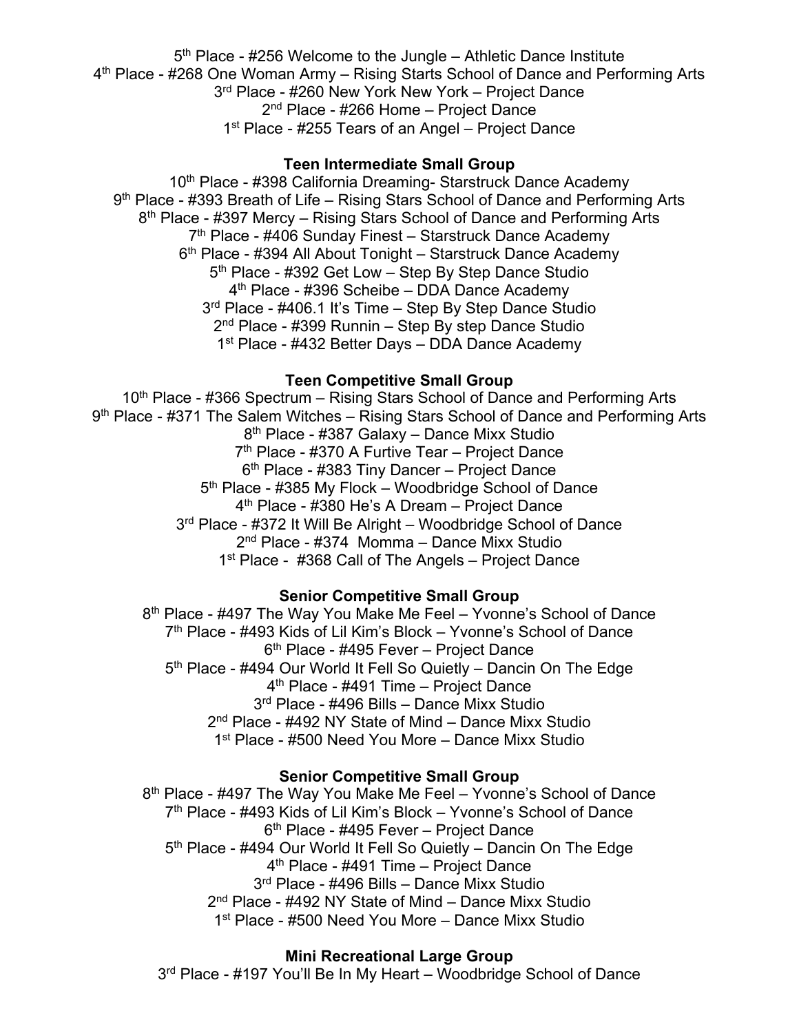5th Place - #256 Welcome to the Jungle – Athletic Dance Institute
4th Place - #268 One Woman Army – Rising Starts School of Dance and Performing Arts
3rd Place - #260 New York New York – Project Dance
2nd Place - #266 Home – Project Dance
1st Place - #255 Tears of an Angel – Project Dance

**Teen Intermediate Small Group**

10th Place - #398 California Dreaming- Starstruck Dance Academy
9th Place - #393 Breath of Life – Rising Stars School of Dance and Performing Arts
8th Place - #397 Mercy – Rising Stars School of Dance and Performing Arts
7th Place - #406 Sunday Finest – Starstruck Dance Academy
6th Place - #394 All About Tonight – Starstruck Dance Academy
5th Place - #392 Get Low – Step By Step Dance Studio
4th Place - #396 Scheibe – DDA Dance Academy
3rd Place - #406.1 It's Time – Step By Step Dance Studio
2nd Place - #399 Runnin – Step By step Dance Studio
1st Place - #432 Better Days – DDA Dance Academy

**Teen Competitive Small Group**

10th Place - #366 Spectrum – Rising Stars School of Dance and Performing Arts
9th Place - #371 The Salem Witches – Rising Stars School of Dance and Performing Arts
8th Place - #387 Galaxy – Dance Mixx Studio
7th Place - #370 A Furtive Tear – Project Dance
6th Place - #383 Tiny Dancer – Project Dance
5th Place - #385 My Flock – Woodbridge School of Dance
4th Place - #380 He's A Dream – Project Dance
3rd Place - #372 It Will Be Alright – Woodbridge School of Dance
2nd Place - #374 Momma – Dance Mixx Studio
1st Place - #368 Call of The Angels – Project Dance

**Senior Competitive Small Group**

8th Place - #497 The Way You Make Me Feel – Yvonne's School of Dance
7th Place - #493 Kids of Lil Kim's Block – Yvonne's School of Dance
6th Place - #495 Fever – Project Dance
5th Place - #494 Our World It Fell So Quietly – Dancin On The Edge
4th Place - #491 Time – Project Dance
3rd Place - #496 Bills – Dance Mixx Studio
2nd Place - #492 NY State of Mind – Dance Mixx Studio
1st Place - #500 Need You More – Dance Mixx Studio

**Senior Competitive Small Group**

8th Place - #497 The Way You Make Me Feel – Yvonne's School of Dance
7th Place - #493 Kids of Lil Kim's Block – Yvonne's School of Dance
6th Place - #495 Fever – Project Dance
5th Place - #494 Our World It Fell So Quietly – Dancin On The Edge
4th Place - #491 Time – Project Dance
3rd Place - #496 Bills – Dance Mixx Studio
2nd Place - #492 NY State of Mind – Dance Mixx Studio
1st Place - #500 Need You More – Dance Mixx Studio

**Mini Recreational Large Group**

3rd Place - #197 You'll Be In My Heart – Woodbridge School of Dance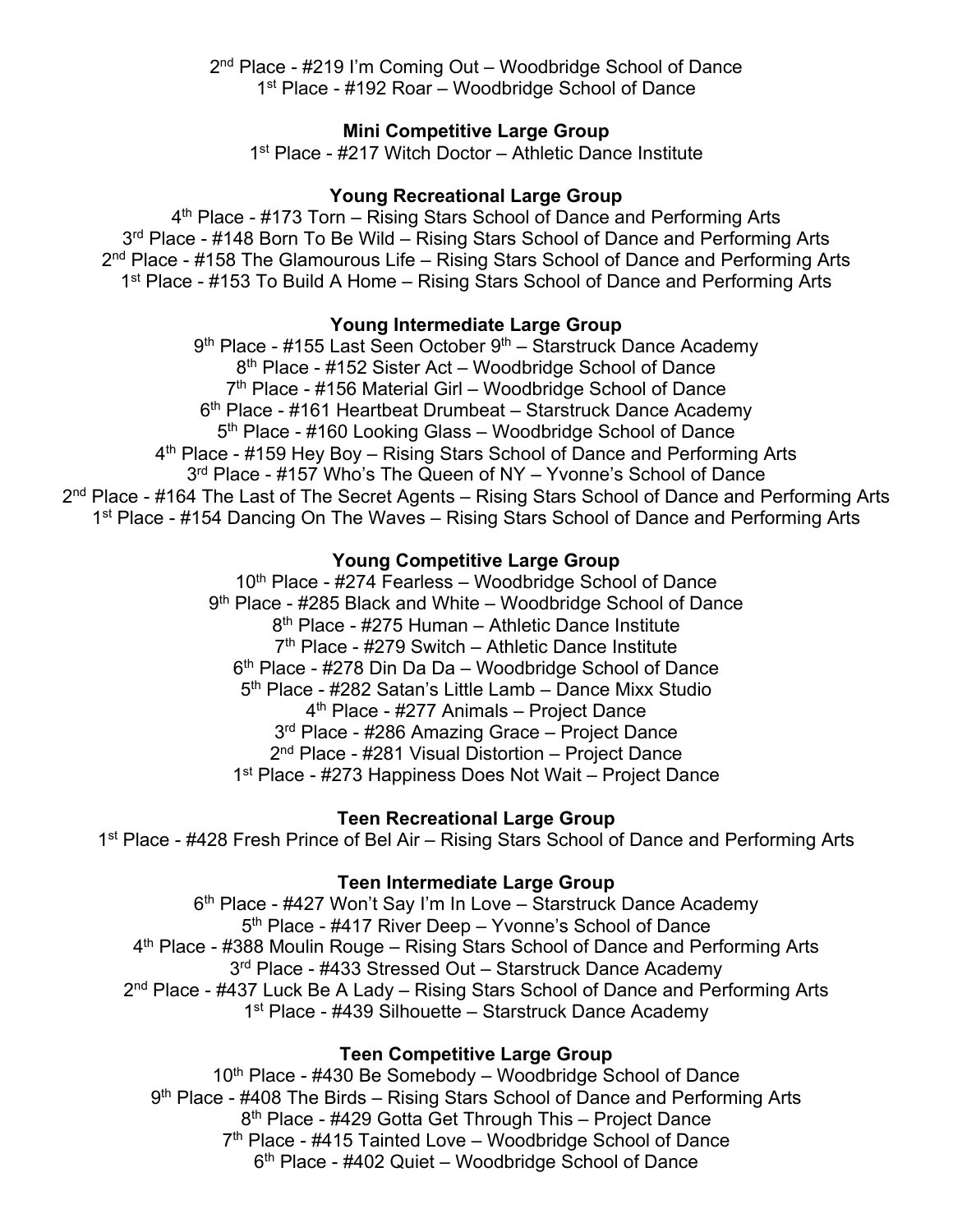2nd Place - #219 I'm Coming Out – Woodbridge School of Dance
1st Place - #192 Roar – Woodbridge School of Dance

**Mini Competitive Large Group**

1st Place - #217 Witch Doctor – Athletic Dance Institute

**Young Recreational Large Group**

4th Place - #173 Torn – Rising Stars School of Dance and Performing Arts
3rd Place - #148 Born To Be Wild – Rising Stars School of Dance and Performing Arts
2nd Place - #158 The Glamourous Life – Rising Stars School of Dance and Performing Arts
1st Place - #153 To Build A Home – Rising Stars School of Dance and Performing Arts

**Young Intermediate Large Group**

9th Place - #155 Last Seen October 9th – Starstruck Dance Academy
8th Place - #152 Sister Act – Woodbridge School of Dance
7th Place - #156 Material Girl – Woodbridge School of Dance
6th Place - #161 Heartbeat Drumbeat – Starstruck Dance Academy
5th Place - #160 Looking Glass – Woodbridge School of Dance
4th Place - #159 Hey Boy – Rising Stars School of Dance and Performing Arts
3rd Place - #157 Who's The Queen of NY – Yvonne's School of Dance
2nd Place - #164 The Last of The Secret Agents – Rising Stars School of Dance and Performing Arts
1st Place - #154 Dancing On The Waves – Rising Stars School of Dance and Performing Arts

**Young Competitive Large Group**

10th Place - #274 Fearless – Woodbridge School of Dance
9th Place - #285 Black and White – Woodbridge School of Dance
8th Place - #275 Human – Athletic Dance Institute
7th Place - #279 Switch – Athletic Dance Institute
6th Place - #278 Din Da Da – Woodbridge School of Dance
5th Place - #282 Satan's Little Lamb – Dance Mixx Studio
4th Place - #277 Animals – Project Dance
3rd Place - #286 Amazing Grace – Project Dance
2nd Place - #281 Visual Distortion – Project Dance
1st Place - #273 Happiness Does Not Wait – Project Dance

**Teen Recreational Large Group**

1st Place - #428 Fresh Prince of Bel Air – Rising Stars School of Dance and Performing Arts

**Teen Intermediate Large Group**

6th Place - #427 Won't Say I'm In Love – Starstruck Dance Academy
5th Place - #417 River Deep – Yvonne's School of Dance
4th Place - #388 Moulin Rouge – Rising Stars School of Dance and Performing Arts
3rd Place - #433 Stressed Out – Starstruck Dance Academy
2nd Place - #437 Luck Be A Lady – Rising Stars School of Dance and Performing Arts
1st Place - #439 Silhouette – Starstruck Dance Academy

**Teen Competitive Large Group**

10th Place - #430 Be Somebody – Woodbridge School of Dance
9th Place - #408 The Birds – Rising Stars School of Dance and Performing Arts
8th Place - #429 Gotta Get Through This – Project Dance
7th Place - #415 Tainted Love – Woodbridge School of Dance
6th Place - #402 Quiet – Woodbridge School of Dance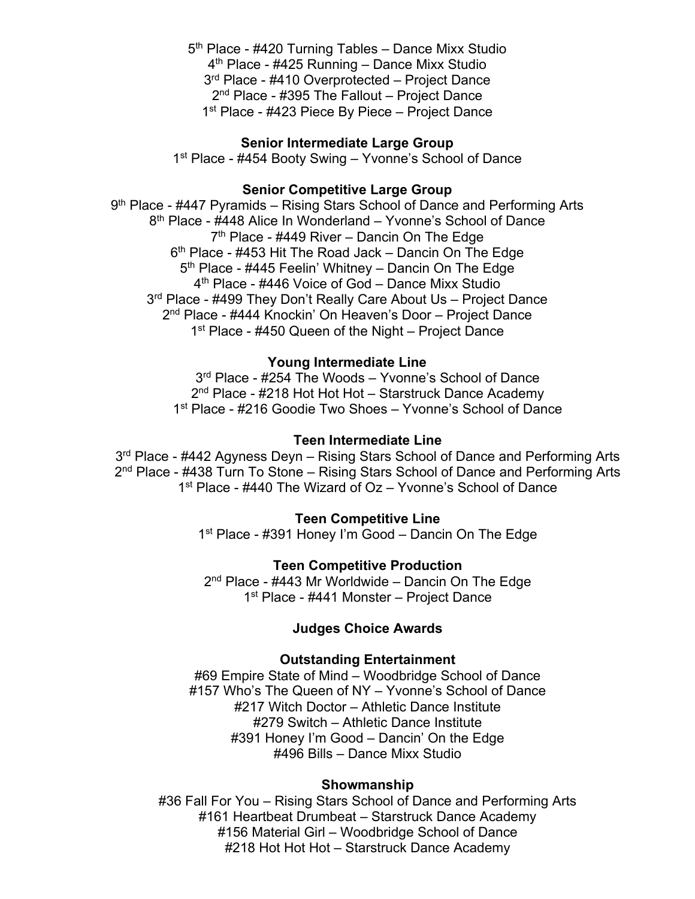5th Place - #420 Turning Tables – Dance Mixx Studio
4th Place - #425 Running – Dance Mixx Studio
3rd Place - #410 Overprotected – Project Dance
2nd Place - #395 The Fallout – Project Dance
1st Place - #423 Piece By Piece – Project Dance

**Senior Intermediate Large Group**

1st Place - #454 Booty Swing – Yvonne's School of Dance

**Senior Competitive Large Group**

9th Place - #447 Pyramids – Rising Stars School of Dance and Performing Arts
8th Place - #448 Alice In Wonderland – Yvonne's School of Dance
7th Place - #449 River – Dancin On The Edge
6th Place - #453 Hit The Road Jack – Dancin On The Edge
5th Place - #445 Feelin' Whitney – Dancin On The Edge
4th Place - #446 Voice of God – Dance Mixx Studio
3rd Place - #499 They Don't Really Care About Us – Project Dance
2nd Place - #444 Knockin' On Heaven's Door – Project Dance
1st Place - #450 Queen of the Night – Project Dance

**Young Intermediate Line**

3rd Place - #254 The Woods – Yvonne's School of Dance
2nd Place - #218 Hot Hot Hot – Starstruck Dance Academy
1st Place - #216 Goodie Two Shoes – Yvonne's School of Dance

**Teen Intermediate Line**

3rd Place - #442 Agyness Deyn – Rising Stars School of Dance and Performing Arts
2nd Place - #438 Turn To Stone – Rising Stars School of Dance and Performing Arts
1st Place - #440 The Wizard of Oz – Yvonne's School of Dance

**Teen Competitive Line**

1st Place - #391 Honey I'm Good – Dancin On The Edge

**Teen Competitive Production**

2nd Place - #443 Mr Worldwide – Dancin On The Edge
1st Place - #441 Monster – Project Dance

**Judges Choice Awards**

**Outstanding Entertainment**

#69 Empire State of Mind – Woodbridge School of Dance
#157 Who's The Queen of NY – Yvonne's School of Dance
#217 Witch Doctor – Athletic Dance Institute
#279 Switch – Athletic Dance Institute
#391 Honey I'm Good – Dancin' On the Edge
#496 Bills – Dance Mixx Studio

**Showmanship**

#36 Fall For You – Rising Stars School of Dance and Performing Arts
#161 Heartbeat Drumbeat – Starstruck Dance Academy
#156 Material Girl – Woodbridge School of Dance
#218 Hot Hot Hot – Starstruck Dance Academy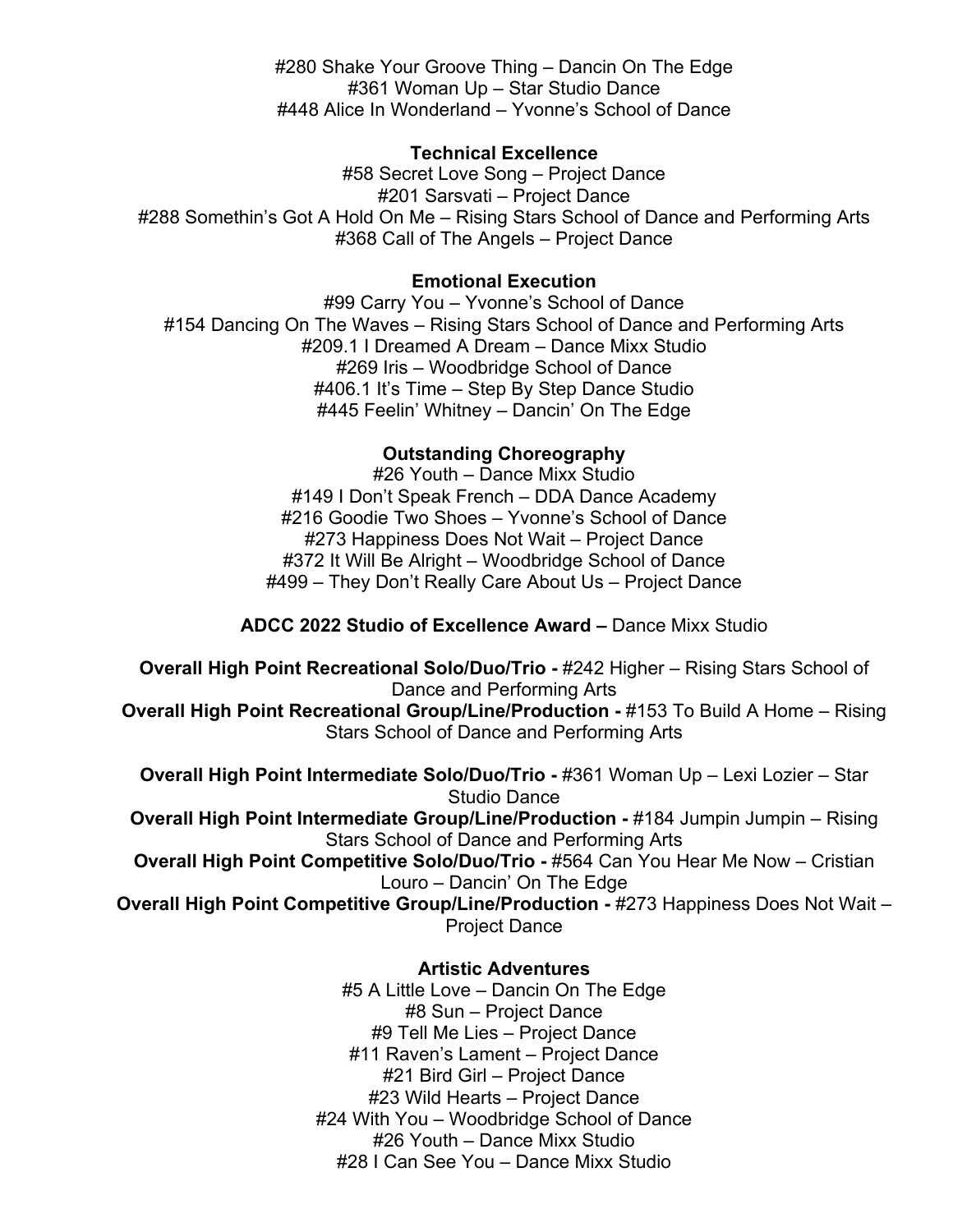#280 Shake Your Groove Thing – Dancin On The Edge
#361 Woman Up – Star Studio Dance
#448 Alice In Wonderland – Yvonne's School of Dance

**Technical Excellence**

#58 Secret Love Song – Project Dance
#201 Sarsvati – Project Dance
#288 Somethin's Got A Hold On Me – Rising Stars School of Dance and Performing Arts
#368 Call of The Angels – Project Dance

**Emotional Execution**

#99 Carry You – Yvonne's School of Dance
#154 Dancing On The Waves – Rising Stars School of Dance and Performing Arts
#209.1 I Dreamed A Dream – Dance Mixx Studio
#269 Iris – Woodbridge School of Dance
#406.1 It's Time – Step By Step Dance Studio
#445 Feelin' Whitney – Dancin' On The Edge

**Outstanding Choreography**

#26 Youth – Dance Mixx Studio
#149 I Don't Speak French – DDA Dance Academy
#216 Goodie Two Shoes – Yvonne's School of Dance
#273 Happiness Does Not Wait – Project Dance
#372 It Will Be Alright – Woodbridge School of Dance
#499 – They Don't Really Care About Us – Project Dance

**ADCC 2022 Studio of Excellence Award –** Dance Mixx Studio

**Overall High Point Recreational Solo/Duo/Trio -** #242 Higher – Rising Stars School of Dance and Performing Arts
**Overall High Point Recreational Group/Line/Production -** #153 To Build A Home – Rising Stars School of Dance and Performing Arts

**Overall High Point Intermediate Solo/Duo/Trio -** #361 Woman Up – Lexi Lozier – Star Studio Dance
**Overall High Point Intermediate Group/Line/Production -** #184 Jumpin Jumpin – Rising Stars School of Dance and Performing Arts
**Overall High Point Competitive Solo/Duo/Trio -** #564 Can You Hear Me Now – Cristian Louro – Dancin' On The Edge
**Overall High Point Competitive Group/Line/Production -** #273 Happiness Does Not Wait – Project Dance

**Artistic Adventures**

#5 A Little Love – Dancin On The Edge
#8 Sun – Project Dance
#9 Tell Me Lies – Project Dance
#11 Raven's Lament – Project Dance
#21 Bird Girl – Project Dance
#23 Wild Hearts – Project Dance
#24 With You – Woodbridge School of Dance
#26 Youth – Dance Mixx Studio
#28 I Can See You – Dance Mixx Studio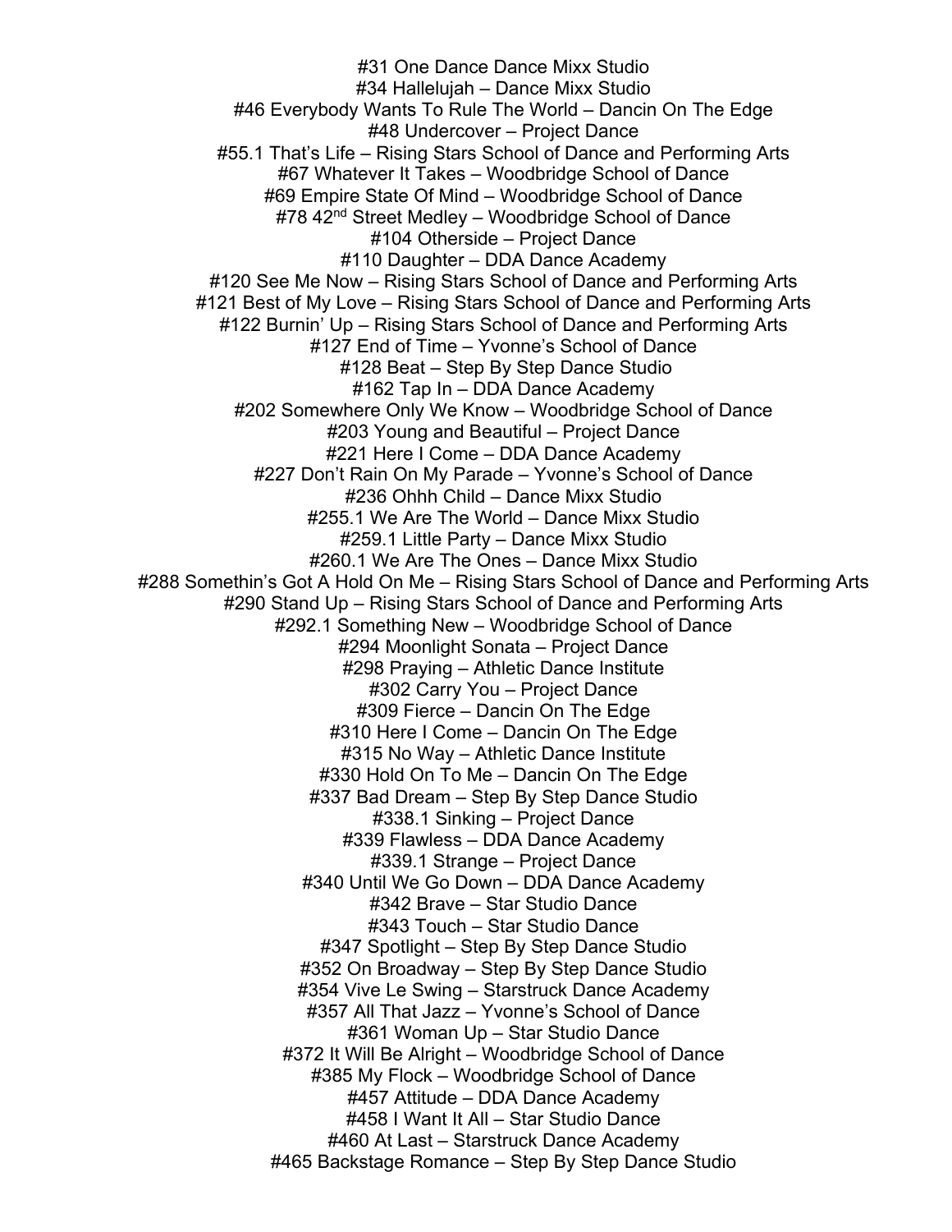#31 One Dance Dance Mixx Studio

#34 Hallelujah – Dance Mixx Studio

#46 Everybody Wants To Rule The World – Dancin On The Edge

#48 Undercover – Project Dance

#55.1 That's Life – Rising Stars School of Dance and Performing Arts

#67 Whatever It Takes – Woodbridge School of Dance

#69 Empire State Of Mind – Woodbridge School of Dance

#78 42nd Street Medley – Woodbridge School of Dance

#104 Otherside – Project Dance

#110 Daughter – DDA Dance Academy

#120 See Me Now – Rising Stars School of Dance and Performing Arts

#121 Best of My Love – Rising Stars School of Dance and Performing Arts

#122 Burnin' Up – Rising Stars School of Dance and Performing Arts

#127 End of Time – Yvonne's School of Dance

#128 Beat – Step By Step Dance Studio

#162 Tap In – DDA Dance Academy

#202 Somewhere Only We Know – Woodbridge School of Dance

#203 Young and Beautiful – Project Dance

#221 Here I Come – DDA Dance Academy

#227 Don't Rain On My Parade – Yvonne's School of Dance

#236 Ohhh Child – Dance Mixx Studio

#255.1 We Are The World – Dance Mixx Studio

#259.1 Little Party – Dance Mixx Studio

#260.1 We Are The Ones – Dance Mixx Studio

#288 Somethin's Got A Hold On Me – Rising Stars School of Dance and Performing Arts

#290 Stand Up – Rising Stars School of Dance and Performing Arts

#292.1 Something New – Woodbridge School of Dance

#294 Moonlight Sonata – Project Dance

#298 Praying – Athletic Dance Institute

#302 Carry You – Project Dance

#309 Fierce – Dancin On The Edge

#310 Here I Come – Dancin On The Edge

#315 No Way – Athletic Dance Institute

#330 Hold On To Me – Dancin On The Edge

#337 Bad Dream – Step By Step Dance Studio

#338.1 Sinking – Project Dance

#339 Flawless – DDA Dance Academy

#339.1 Strange – Project Dance

#340 Until We Go Down – DDA Dance Academy

#342 Brave – Star Studio Dance

#343 Touch – Star Studio Dance

#347 Spotlight – Step By Step Dance Studio

#352 On Broadway – Step By Step Dance Studio

#354 Vive Le Swing – Starstruck Dance Academy

#357 All That Jazz – Yvonne's School of Dance

#361 Woman Up – Star Studio Dance

#372 It Will Be Alright – Woodbridge School of Dance

#385 My Flock – Woodbridge School of Dance

#457 Attitude – DDA Dance Academy

#458 I Want It All – Star Studio Dance

#460 At Last – Starstruck Dance Academy

#465 Backstage Romance – Step By Step Dance Studio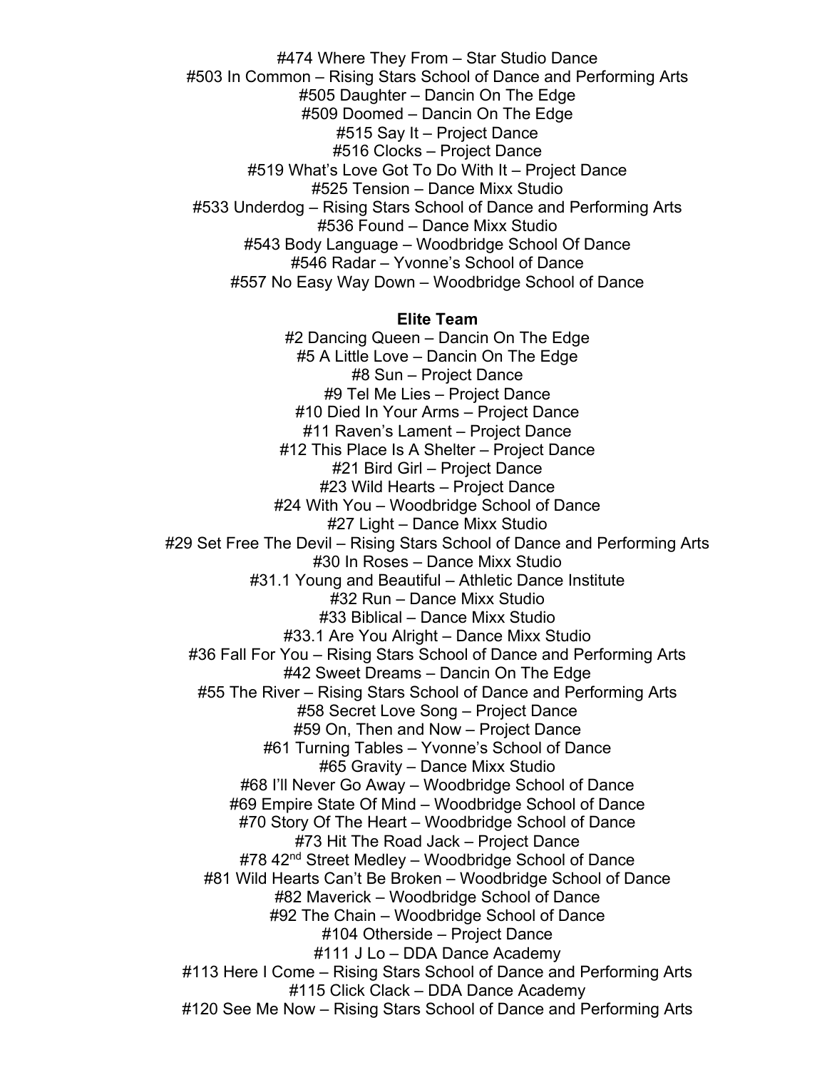#474 Where They From – Star Studio Dance
#503 In Common – Rising Stars School of Dance and Performing Arts
#505 Daughter – Dancin On The Edge
#509 Doomed – Dancin On The Edge
#515 Say It – Project Dance
#516 Clocks – Project Dance
#519 What's Love Got To Do With It – Project Dance
#525 Tension – Dance Mixx Studio
#533 Underdog – Rising Stars School of Dance and Performing Arts
#536 Found – Dance Mixx Studio
#543 Body Language – Woodbridge School Of Dance
#546 Radar – Yvonne's School of Dance
#557 No Easy Way Down – Woodbridge School of Dance

**Elite Team**

#2 Dancing Queen – Dancin On The Edge
#5 A Little Love – Dancin On The Edge
#8 Sun – Project Dance
#9 Tel Me Lies – Project Dance
#10 Died In Your Arms – Project Dance
#11 Raven's Lament – Project Dance
#12 This Place Is A Shelter – Project Dance
#21 Bird Girl – Project Dance
#23 Wild Hearts – Project Dance
#24 With You – Woodbridge School of Dance
#27 Light – Dance Mixx Studio
#29 Set Free The Devil – Rising Stars School of Dance and Performing Arts
#30 In Roses – Dance Mixx Studio
#31.1 Young and Beautiful – Athletic Dance Institute
#32 Run – Dance Mixx Studio
#33 Biblical – Dance Mixx Studio
#33.1 Are You Alright – Dance Mixx Studio
#36 Fall For You – Rising Stars School of Dance and Performing Arts
#42 Sweet Dreams – Dancin On The Edge
#55 The River – Rising Stars School of Dance and Performing Arts
#58 Secret Love Song – Project Dance
#59 On, Then and Now – Project Dance
#61 Turning Tables – Yvonne's School of Dance
#65 Gravity – Dance Mixx Studio
#68 I'll Never Go Away – Woodbridge School of Dance
#69 Empire State Of Mind – Woodbridge School of Dance
#70 Story Of The Heart – Woodbridge School of Dance
#73 Hit The Road Jack – Project Dance
#78 42nd Street Medley – Woodbridge School of Dance
#81 Wild Hearts Can't Be Broken – Woodbridge School of Dance
#82 Maverick – Woodbridge School of Dance
#92 The Chain – Woodbridge School of Dance
#104 Otherside – Project Dance
#111 J Lo – DDA Dance Academy
#113 Here I Come – Rising Stars School of Dance and Performing Arts
#115 Click Clack – DDA Dance Academy
#120 See Me Now – Rising Stars School of Dance and Performing Arts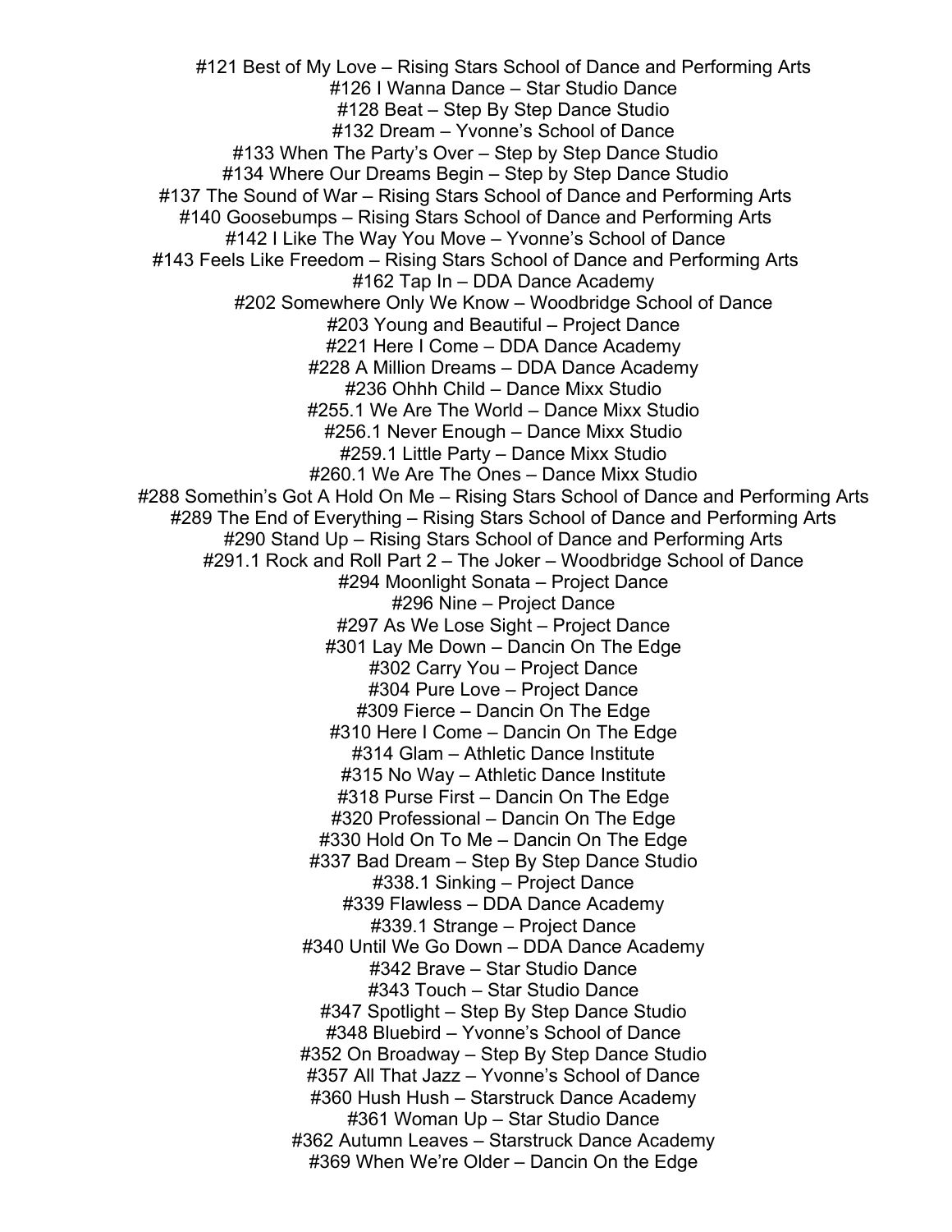#121 Best of My Love – Rising Stars School of Dance and Performing Arts
#126 I Wanna Dance – Star Studio Dance
#128 Beat – Step By Step Dance Studio
#132 Dream – Yvonne's School of Dance
#133 When The Party's Over – Step by Step Dance Studio
#134 Where Our Dreams Begin – Step by Step Dance Studio
#137 The Sound of War – Rising Stars School of Dance and Performing Arts
#140 Goosebumps – Rising Stars School of Dance and Performing Arts
#142 I Like The Way You Move – Yvonne's School of Dance
#143 Feels Like Freedom – Rising Stars School of Dance and Performing Arts
#162 Tap In – DDA Dance Academy
#202 Somewhere Only We Know – Woodbridge School of Dance
#203 Young and Beautiful – Project Dance
#221 Here I Come – DDA Dance Academy
#228 A Million Dreams – DDA Dance Academy
#236 Ohhh Child – Dance Mixx Studio
#255.1 We Are The World – Dance Mixx Studio
#256.1 Never Enough – Dance Mixx Studio
#259.1 Little Party – Dance Mixx Studio
#260.1 We Are The Ones – Dance Mixx Studio
#288 Somethin's Got A Hold On Me – Rising Stars School of Dance and Performing Arts
#289 The End of Everything – Rising Stars School of Dance and Performing Arts
#290 Stand Up – Rising Stars School of Dance and Performing Arts
#291.1 Rock and Roll Part 2 – The Joker – Woodbridge School of Dance
#294 Moonlight Sonata – Project Dance
#296 Nine – Project Dance
#297 As We Lose Sight – Project Dance
#301 Lay Me Down – Dancin On The Edge
#302 Carry You – Project Dance
#304 Pure Love – Project Dance
#309 Fierce – Dancin On The Edge
#310 Here I Come – Dancin On The Edge
#314 Glam – Athletic Dance Institute
#315 No Way – Athletic Dance Institute
#318 Purse First – Dancin On The Edge
#320 Professional – Dancin On The Edge
#330 Hold On To Me – Dancin On The Edge
#337 Bad Dream – Step By Step Dance Studio
#338.1 Sinking – Project Dance
#339 Flawless – DDA Dance Academy
#339.1 Strange – Project Dance
#340 Until We Go Down – DDA Dance Academy
#342 Brave – Star Studio Dance
#343 Touch – Star Studio Dance
#347 Spotlight – Step By Step Dance Studio
#348 Bluebird – Yvonne's School of Dance
#352 On Broadway – Step By Step Dance Studio
#357 All That Jazz – Yvonne's School of Dance
#360 Hush Hush – Starstruck Dance Academy
#361 Woman Up – Star Studio Dance
#362 Autumn Leaves – Starstruck Dance Academy
#369 When We're Older – Dancin On the Edge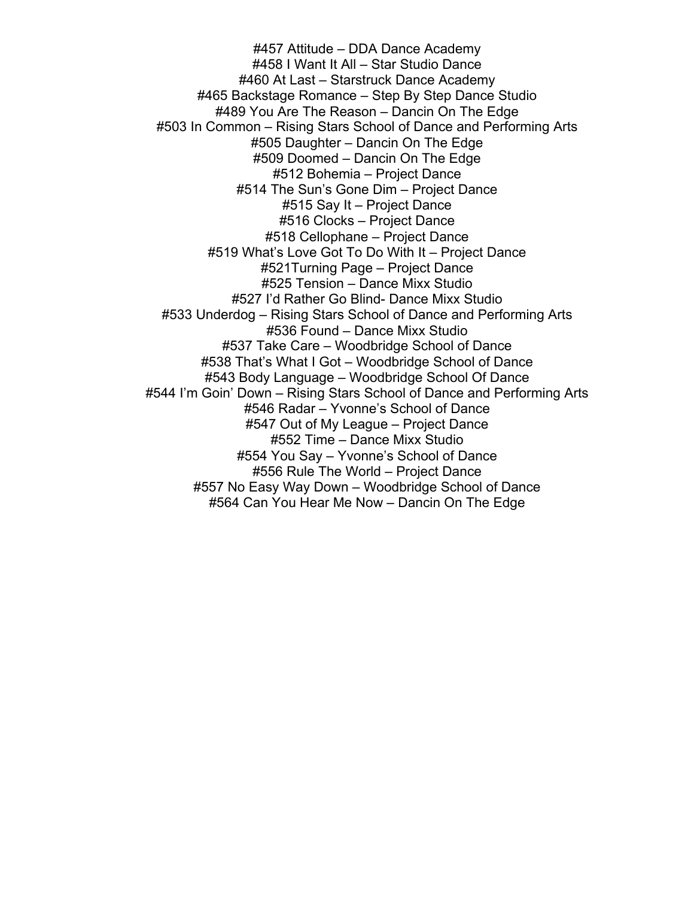#457 Attitude – DDA Dance Academy
#458 I Want It All – Star Studio Dance
#460 At Last – Starstruck Dance Academy
#465 Backstage Romance – Step By Step Dance Studio
#489 You Are The Reason – Dancin On The Edge
#503 In Common – Rising Stars School of Dance and Performing Arts
#505 Daughter – Dancin On The Edge
#509 Doomed – Dancin On The Edge
#512 Bohemia – Project Dance
#514 The Sun's Gone Dim – Project Dance
#515 Say It – Project Dance
#516 Clocks – Project Dance
#518 Cellophane – Project Dance
#519 What's Love Got To Do With It – Project Dance
#521Turning Page – Project Dance
#525 Tension – Dance Mixx Studio
#527 I'd Rather Go Blind- Dance Mixx Studio
#533 Underdog – Rising Stars School of Dance and Performing Arts
#536 Found – Dance Mixx Studio
#537 Take Care – Woodbridge School of Dance
#538 That's What I Got – Woodbridge School of Dance
#543 Body Language – Woodbridge School Of Dance
#544 I'm Goin' Down – Rising Stars School of Dance and Performing Arts
#546 Radar – Yvonne's School of Dance
#547 Out of My League – Project Dance
#552 Time – Dance Mixx Studio
#554 You Say – Yvonne's School of Dance
#556 Rule The World – Project Dance
#557 No Easy Way Down – Woodbridge School of Dance
#564 Can You Hear Me Now – Dancin On The Edge